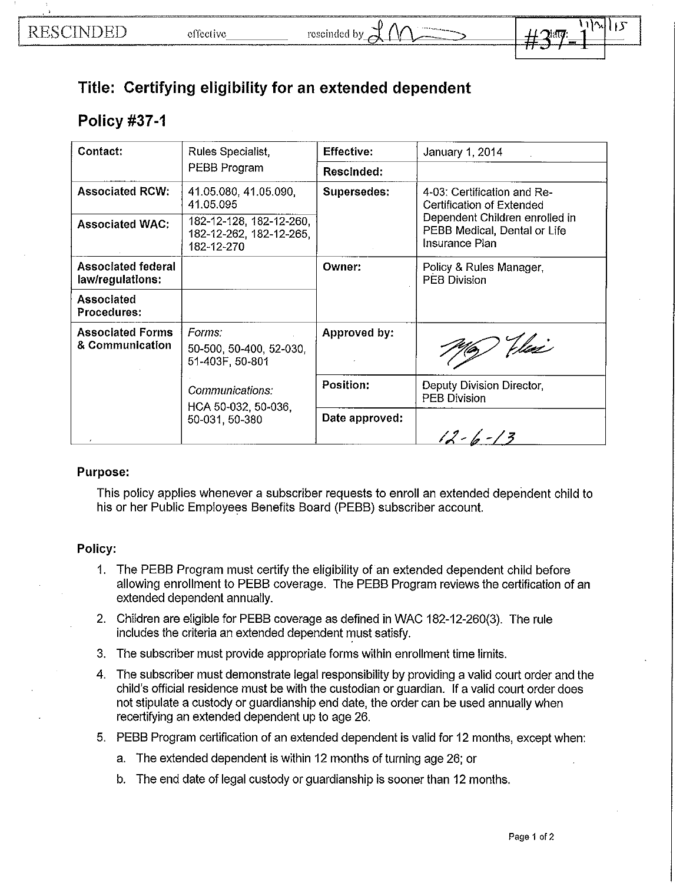RESCINDED effective ______ rescinded by _LM_ date: 11/1/15 **#37-1**

## Title: Certifying eligibility for an extended dependent

## Policy #37-1

| **Contact:** | Rules Specialist, PEBB Program | **Effective:** | January 1, 2014 |
|---|---|---|---|
| | | **Rescinded:** | |
| **Associated RCW:** | 41.05.080, 41.05.090, 41.05.095 | **Supersedes:** | 4-03: Certification and Re-Certification of Extended Dependent Children enrolled in PEBB Medical, Dental or Life Insurance Plan |
| **Associated WAC:** | 182-12-128, 182-12-260, 182-12-262, 182-12-265, 182-12-270 | | |
| **Associated federal law/regulations:** | | **Owner:** | Policy & Rules Manager, PEB Division |
| **Associated Procedures:** | | | |
| **Associated Forms & Communication** | *Forms:* 50-500, 50-400, 52-030, 51-403F, 50-801 | **Approved by:** | [signature] |
| | *Communications:* HCA 50-032, 50-036, 50-031, 50-380 | **Position:** | Deputy Division Director, PEB Division |
| | | **Date approved:** | 12-6-13 |

**Purpose:**

This policy applies whenever a subscriber requests to enroll an extended dependent child to his or her Public Employees Benefits Board (PEBB) subscriber account.

**Policy:**

1. The PEBB Program must certify the eligibility of an extended dependent child before allowing enrollment to PEBB coverage. The PEBB Program reviews the certification of an extended dependent annually.
2. Children are eligible for PEBB coverage as defined in WAC 182-12-260(3). The rule includes the criteria an extended dependent must satisfy.
3. The subscriber must provide appropriate forms within enrollment time limits.
4. The subscriber must demonstrate legal responsibility by providing a valid court order and the child's official residence must be with the custodian or guardian. If a valid court order does not stipulate a custody or guardianship end date, the order can be used annually when recertifying an extended dependent up to age 26.
5. PEBB Program certification of an extended dependent is valid for 12 months, except when:
   a. The extended dependent is within 12 months of turning age 26; or
   b. The end date of legal custody or guardianship is sooner than 12 months.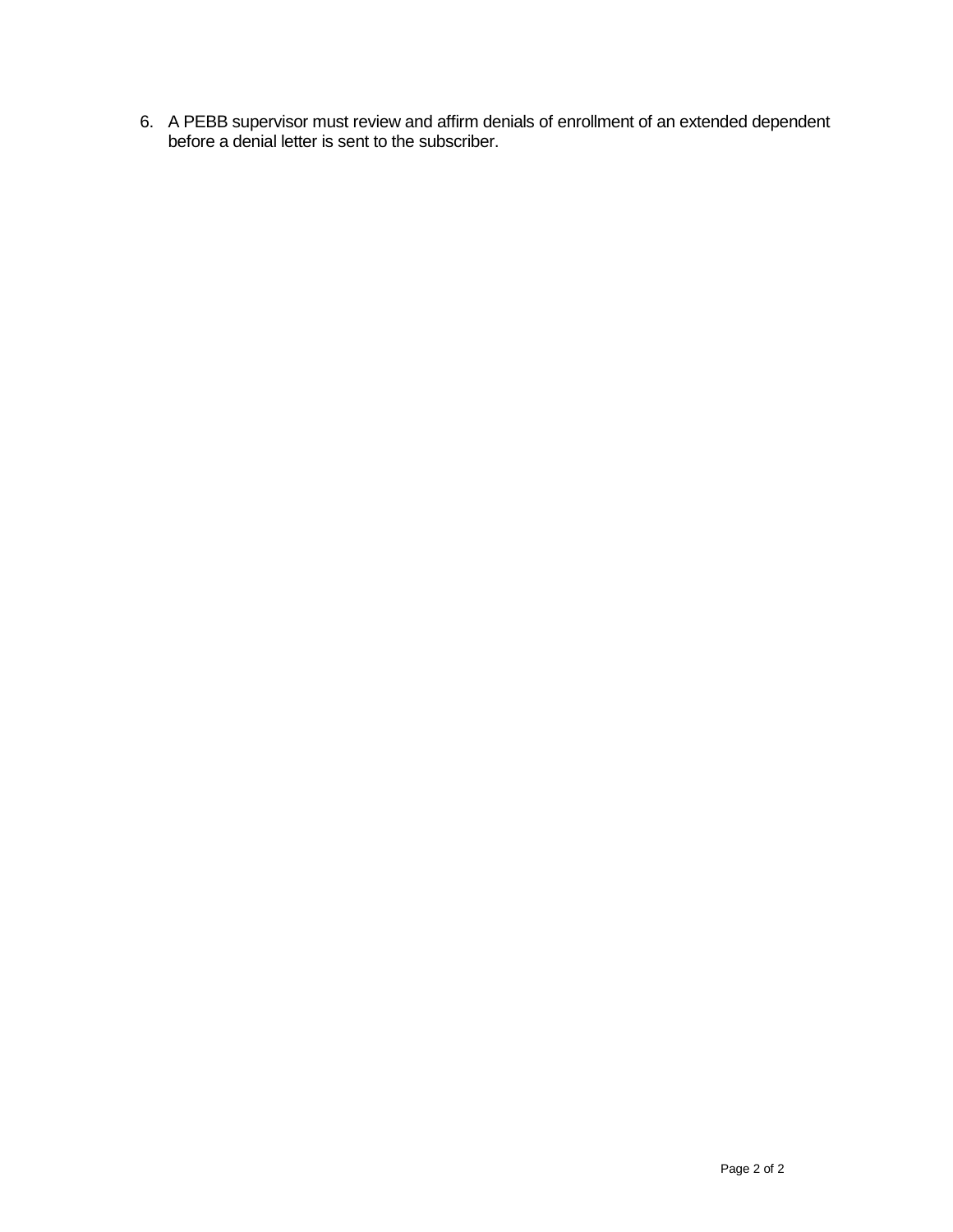6. A PEBB supervisor must review and affirm denials of enrollment of an extended dependent before a denial letter is sent to the subscriber.